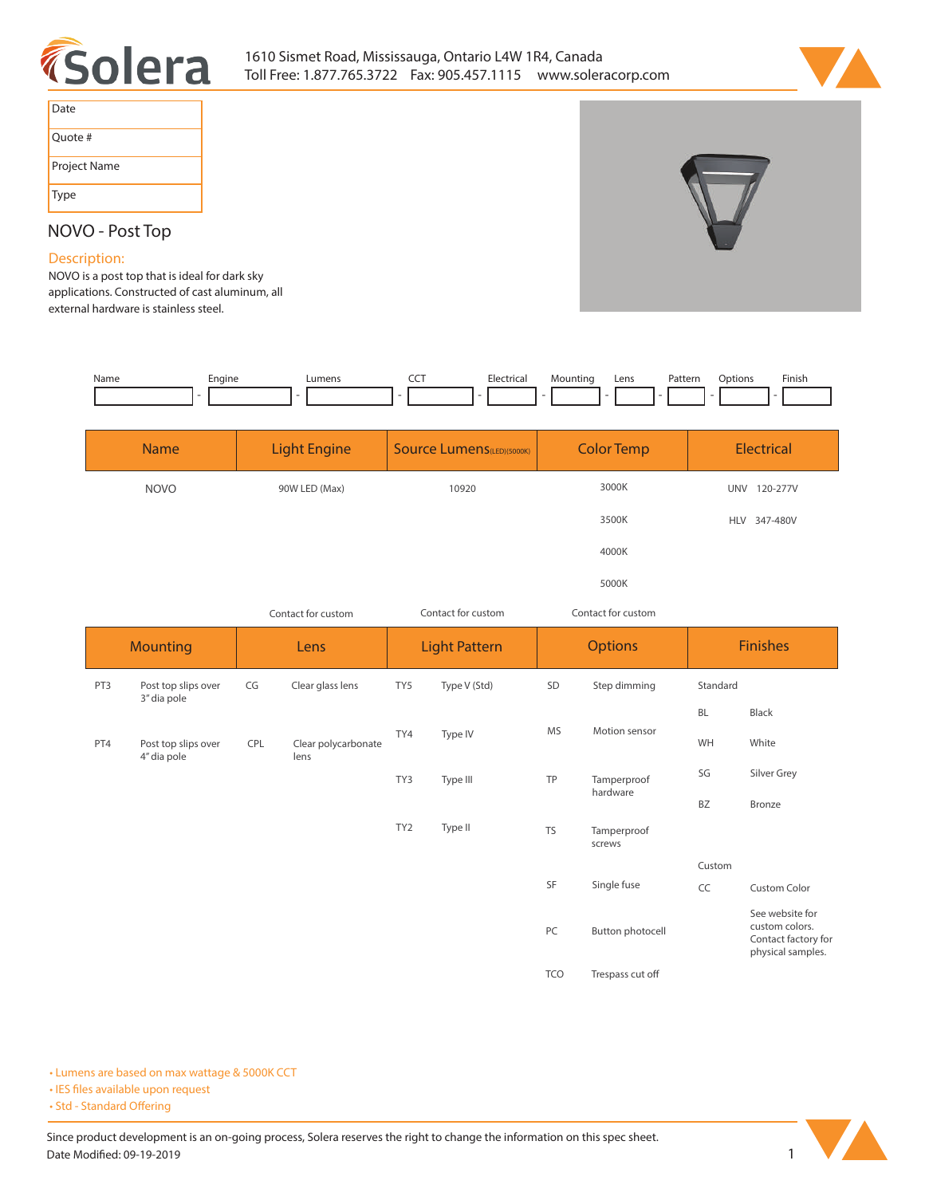Solera

1610 Sismet Road, Mississauga, Ontario L4W 1R4, Canada
Toll Free: 1.877.765.3722 Fax: 905.457.1115 www.soleracorp.com

| Date | |
|---|---|
| Quote # | |
| Project Name | |
| Type | |

# NOVO - Post Top

## Description:

NOVO is a post top that is ideal for dark sky applications. Constructed of cast aluminum, all external hardware is stainless steel.

| Name | Engine | Lumens | CCT | Electrical | Mounting | Lens | Pattern | Options | Finish |
|---|---|---|---|---|---|---|---|---|---|
| | - | - | - | - | - | - | - | - | - |

| Name | Light Engine | Source Lumens(LED)(5000K) | Color Temp | Electrical |
|---|---|---|---|---|
| NOVO | 90W LED (Max) | 10920 | 3000K | UNV 120-277V |
| | | | 3500K | HLV 347-480V |
| | | | 4000K | |
| | | | 5000K | |
| | Contact for custom | Contact for custom | Contact for custom | |

| Mounting | | Lens | | Light Pattern | | Options | | Finishes | |
|---|---|---|---|---|---|---|---|---|---|
| PT3 | Post top slips over 3" dia pole | CG | Clear glass lens | TY5 | Type V (Std) | SD | Step dimming | Standard | |
| | | | | | | | | BL | Black |
| PT4 | Post top slips over 4" dia pole | CPL | Clear polycarbonate lens | TY4 | Type IV | MS | Motion sensor | WH | White |
| | | | | TY3 | Type III | TP | Tamperproof hardware | SG | Silver Grey |
| | | | | | | | | BZ | Bronze |
| | | | | TY2 | Type II | TS | Tamperproof screws | | |
| | | | | | | | | Custom | |
| | | | | | | SF | Single fuse | CC | Custom Color |
| | | | | | | PC | Button photocell | | See website for custom colors. Contact factory for physical samples. |
| | | | | | | TCO | Trespass cut off | | |

- Lumens are based on max wattage & 5000K CCT
- IES files available upon request
- Std - Standard Offering

Since product development is an on-going process, Solera reserves the right to change the information on this spec sheet.
Date Modified: 09-19-2019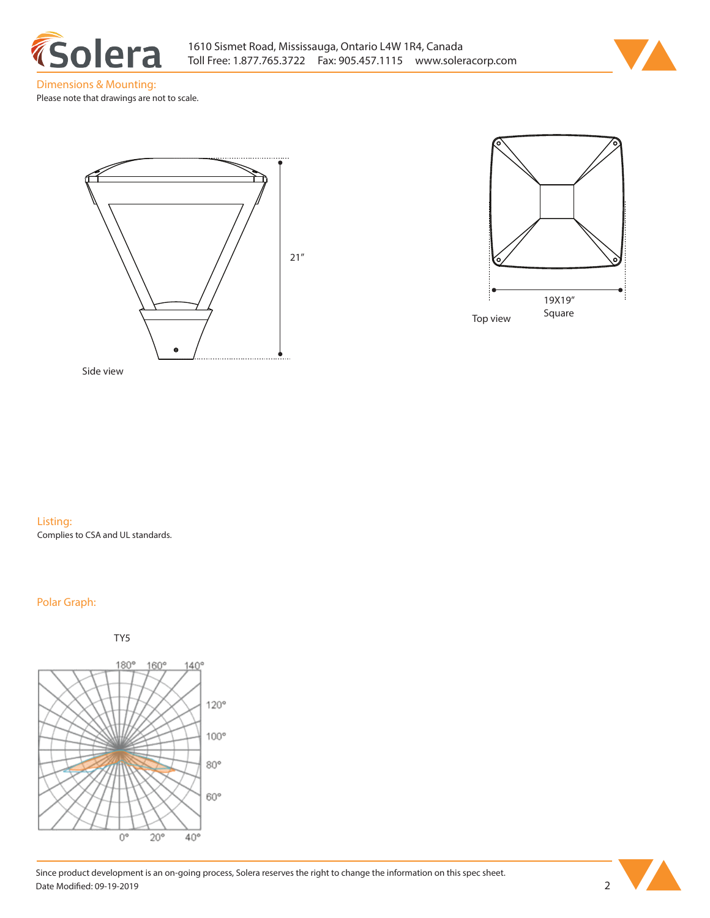## Dimensions & Mounting:

Please note that drawings are not to scale.

21″

Side view

19X19″
Square

Top view

## Listing:

Complies to CSA and UL standards.

## Polar Graph:

TY5

180° 160° 140°

120°

100°

80°

60°

0° 20° 40°

Since product development is an on-going process, Solera reserves the right to change the information on this spec sheet.
Date Modified: 09-19-2019